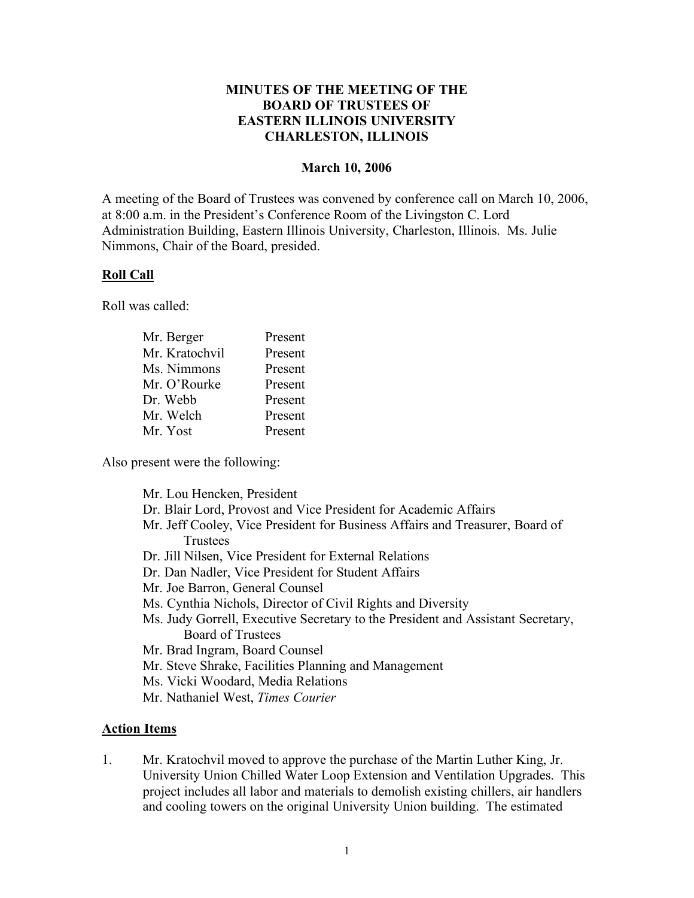# MINUTES OF THE MEETING OF THE BOARD OF TRUSTEES OF EASTERN ILLINOIS UNIVERSITY CHARLESTON, ILLINOIS

**March 10, 2006**

A meeting of the Board of Trustees was convened by conference call on March 10, 2006, at 8:00 a.m. in the President's Conference Room of the Livingston C. Lord Administration Building, Eastern Illinois University, Charleston, Illinois. Ms. Julie Nimmons, Chair of the Board, presided.

## Roll Call

Roll was called:

| | |
|---|---|
| Mr. Berger | Present |
| Mr. Kratochvil | Present |
| Ms. Nimmons | Present |
| Mr. O'Rourke | Present |
| Dr. Webb | Present |
| Mr. Welch | Present |
| Mr. Yost | Present |

Also present were the following:

- Mr. Lou Hencken, President
- Dr. Blair Lord, Provost and Vice President for Academic Affairs
- Mr. Jeff Cooley, Vice President for Business Affairs and Treasurer, Board of Trustees
- Dr. Jill Nilsen, Vice President for External Relations
- Dr. Dan Nadler, Vice President for Student Affairs
- Mr. Joe Barron, General Counsel
- Ms. Cynthia Nichols, Director of Civil Rights and Diversity
- Ms. Judy Gorrell, Executive Secretary to the President and Assistant Secretary, Board of Trustees
- Mr. Brad Ingram, Board Counsel
- Mr. Steve Shrake, Facilities Planning and Management
- Ms. Vicki Woodard, Media Relations
- Mr. Nathaniel West, *Times Courier*

## Action Items

1. Mr. Kratochvil moved to approve the purchase of the Martin Luther King, Jr. University Union Chilled Water Loop Extension and Ventilation Upgrades. This project includes all labor and materials to demolish existing chillers, air handlers and cooling towers on the original University Union building. The estimated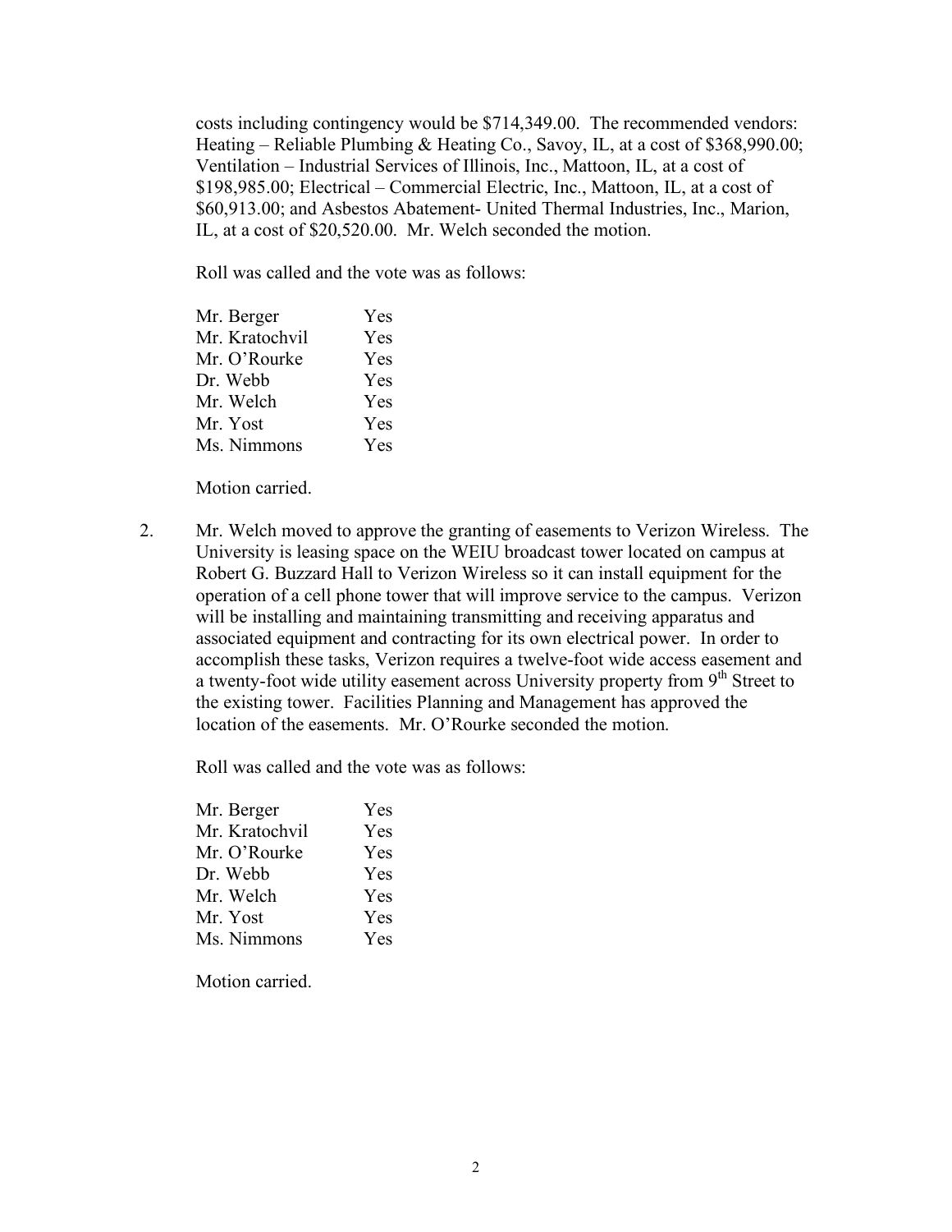costs including contingency would be $714,349.00. The recommended vendors: Heating – Reliable Plumbing & Heating Co., Savoy, IL, at a cost of $368,990.00; Ventilation – Industrial Services of Illinois, Inc., Mattoon, IL, at a cost of $198,985.00; Electrical – Commercial Electric, Inc., Mattoon, IL, at a cost of $60,913.00; and Asbestos Abatement- United Thermal Industries, Inc., Marion, IL, at a cost of $20,520.00. Mr. Welch seconded the motion.

Roll was called and the vote was as follows:

| | |
|---|---|
| Mr. Berger | Yes |
| Mr. Kratochvil | Yes |
| Mr. O'Rourke | Yes |
| Dr. Webb | Yes |
| Mr. Welch | Yes |
| Mr. Yost | Yes |
| Ms. Nimmons | Yes |

Motion carried.

2. Mr. Welch moved to approve the granting of easements to Verizon Wireless. The University is leasing space on the WEIU broadcast tower located on campus at Robert G. Buzzard Hall to Verizon Wireless so it can install equipment for the operation of a cell phone tower that will improve service to the campus. Verizon will be installing and maintaining transmitting and receiving apparatus and associated equipment and contracting for its own electrical power. In order to accomplish these tasks, Verizon requires a twelve-foot wide access easement and a twenty-foot wide utility easement across University property from 9th Street to the existing tower. Facilities Planning and Management has approved the location of the easements. Mr. O'Rourke seconded the motion.

Roll was called and the vote was as follows:

| | |
|---|---|
| Mr. Berger | Yes |
| Mr. Kratochvil | Yes |
| Mr. O'Rourke | Yes |
| Dr. Webb | Yes |
| Mr. Welch | Yes |
| Mr. Yost | Yes |
| Ms. Nimmons | Yes |

Motion carried.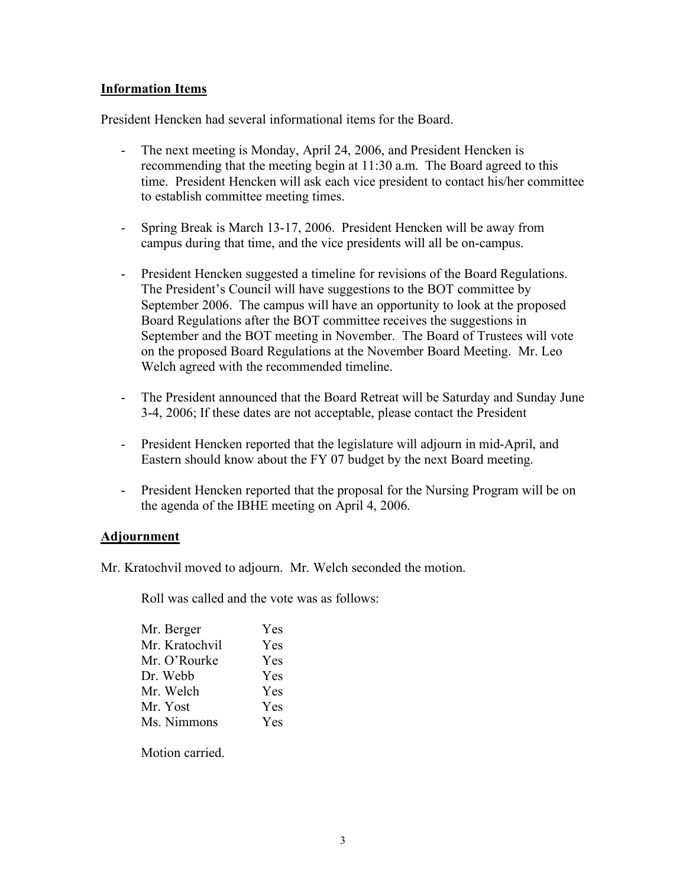**Information Items**

President Hencken had several informational items for the Board.

- The next meeting is Monday, April 24, 2006, and President Hencken is recommending that the meeting begin at 11:30 a.m. The Board agreed to this time. President Hencken will ask each vice president to contact his/her committee to establish committee meeting times.

- Spring Break is March 13-17, 2006. President Hencken will be away from campus during that time, and the vice presidents will all be on-campus.

- President Hencken suggested a timeline for revisions of the Board Regulations. The President's Council will have suggestions to the BOT committee by September 2006. The campus will have an opportunity to look at the proposed Board Regulations after the BOT committee receives the suggestions in September and the BOT meeting in November. The Board of Trustees will vote on the proposed Board Regulations at the November Board Meeting. Mr. Leo Welch agreed with the recommended timeline.

- The President announced that the Board Retreat will be Saturday and Sunday June 3-4, 2006; If these dates are not acceptable, please contact the President

- President Hencken reported that the legislature will adjourn in mid-April, and Eastern should know about the FY 07 budget by the next Board meeting.

- President Hencken reported that the proposal for the Nursing Program will be on the agenda of the IBHE meeting on April 4, 2006.

**Adjournment**

Mr. Kratochvil moved to adjourn. Mr. Welch seconded the motion.

Roll was called and the vote was as follows:

| | |
|---|---|
| Mr. Berger | Yes |
| Mr. Kratochvil | Yes |
| Mr. O'Rourke | Yes |
| Dr. Webb | Yes |
| Mr. Welch | Yes |
| Mr. Yost | Yes |
| Ms. Nimmons | Yes |

Motion carried.